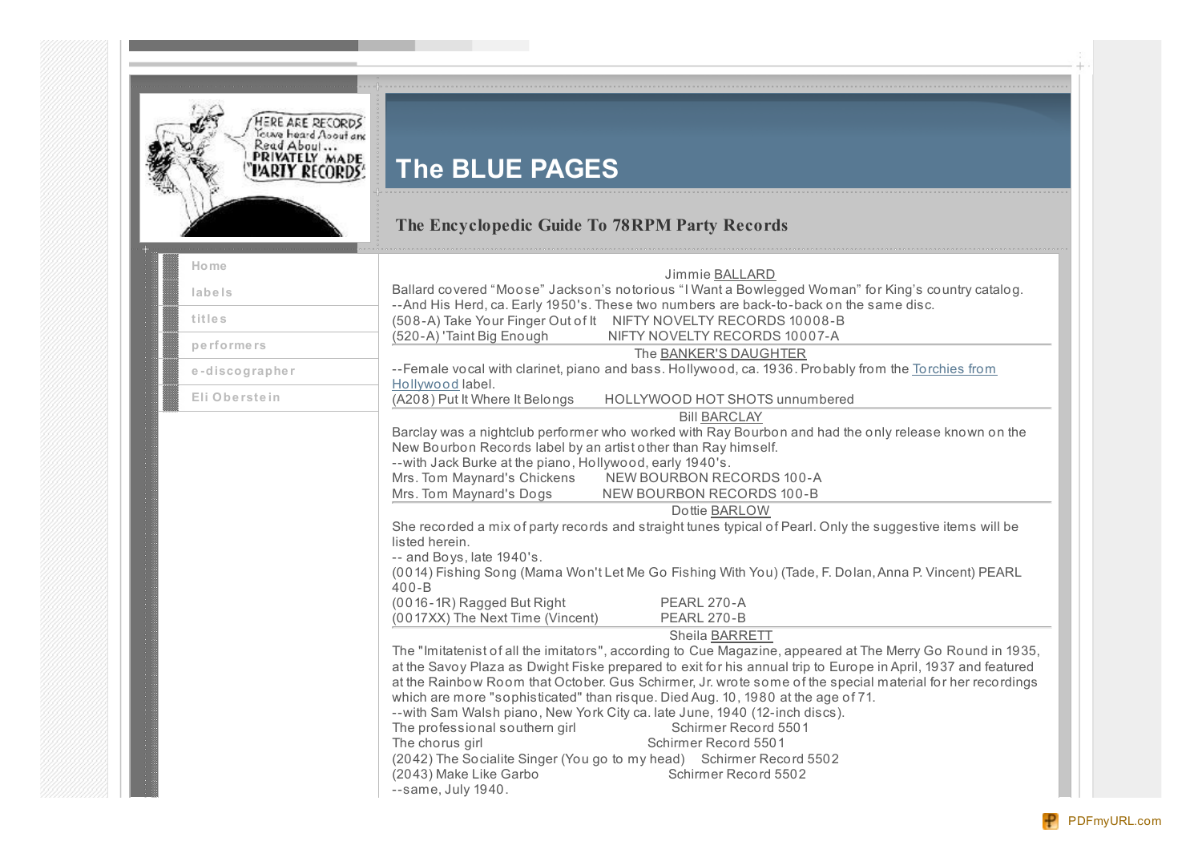# The BLUE PAGES

## The Encyclopedic Guide To 78RPM Party Records

- Home
- labels
- titles
- performers
- e-discographer
- Eli Oberstein

Jimmie BALLARD

Ballard covered "Moose" Jackson's notorious "I Want a Bowlegged Woman" for King's country catalog.
--And His Herd, ca. Early 1950's. These two numbers are back-to-back on the same disc.
(508-A) Take Your Finger Out of It NIFTY NOVELTY RECORDS 10008-B
(520-A) 'Taint Big Enough NIFTY NOVELTY RECORDS 10007-A

---

The BANKER'S DAUGHTER

--Female vocal with clarinet, piano and bass. Hollywood, ca. 1936. Probably from the Torchies from Hollywood label.
(A208) Put It Where It Belongs HOLLYWOOD HOT SHOTS unnumbered

---

Bill BARCLAY

Barclay was a nightclub performer who worked with Ray Bourbon and had the only release known on the New Bourbon Records label by an artist other than Ray himself.
--with Jack Burke at the piano, Hollywood, early 1940's.
Mrs. Tom Maynard's Chickens NEW BOURBON RECORDS 100-A
Mrs. Tom Maynard's Dogs NEW BOURBON RECORDS 100-B

---

Dottie BARLOW

She recorded a mix of party records and straight tunes typical of Pearl. Only the suggestive items will be listed herein.
-- and Boys, late 1940's.
(0014) Fishing Song (Mama Won't Let Me Go Fishing With You) (Tade, F. Dolan, Anna P. Vincent) PEARL 400-B
(0016-1R) Ragged But Right PEARL 270-A
(0017XX) The Next Time (Vincent) PEARL 270-B

---

Sheila BARRETT

The "Imitatenist of all the imitators", according to Cue Magazine, appeared at The Merry Go Round in 1935, at the Savoy Plaza as Dwight Fiske prepared to exit for his annual trip to Europe in April, 1937 and featured at the Rainbow Room that October. Gus Schirmer, Jr. wrote some of the special material for her recordings which are more "sophisticated" than risque. Died Aug. 10, 1980 at the age of 71.
--with Sam Walsh piano, New York City ca. late June, 1940 (12-inch discs).
The professional southern girl Schirmer Record 5501
The chorus girl Schirmer Record 5501
(2042) The Socialite Singer (You go to my head) Schirmer Record 5502
(2043) Make Like Garbo Schirmer Record 5502
--same, July 1940.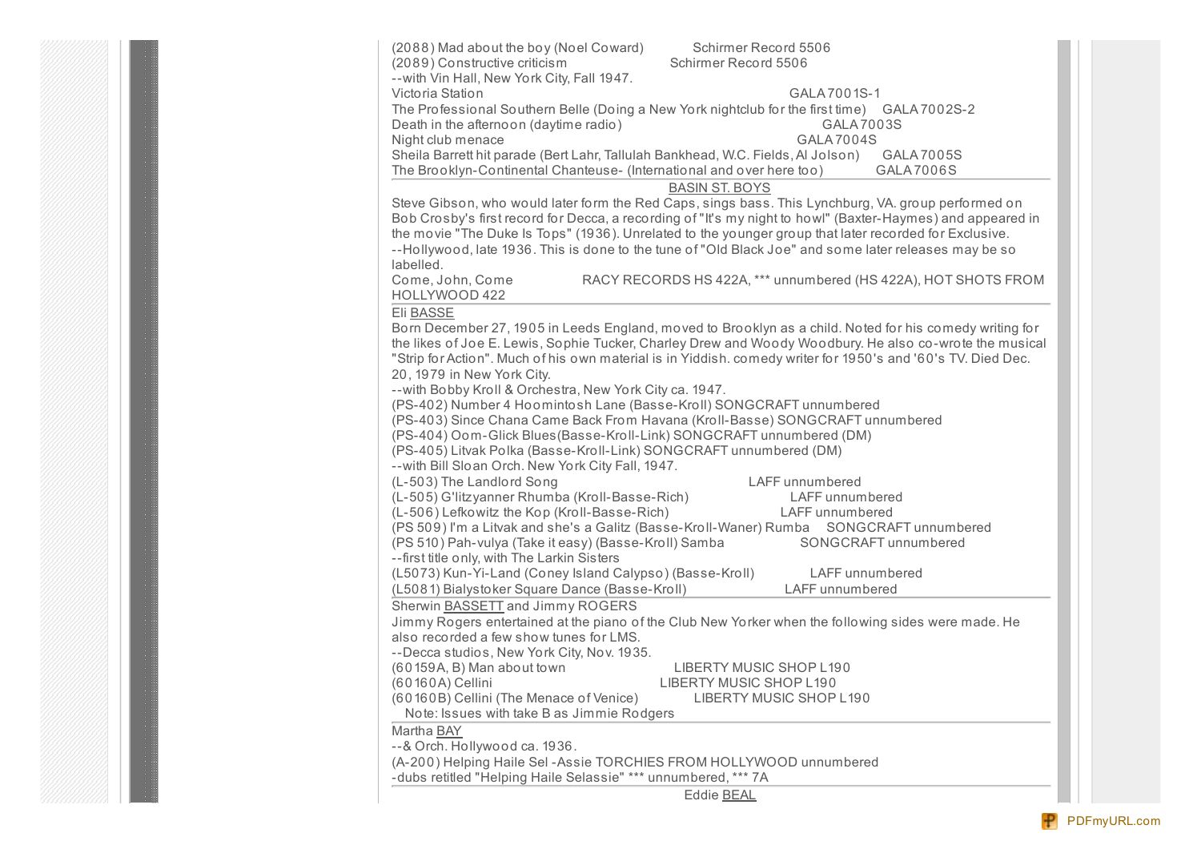(2088) Mad about the boy (Noel Coward) Schirmer Record 5506
(2089) Constructive criticism Schirmer Record 5506
--with Vin Hall, New York City, Fall 1947.
Victoria Station GALA 7001S-1
The Professional Southern Belle (Doing a New York nightclub for the first time) GALA 7002S-2
Death in the afternoon (daytime radio) GALA 7003S
Night club menace GALA 7004S
Sheila Barrett hit parade (Bert Lahr, Tallulah Bankhead, W.C. Fields, Al Jolson) GALA 7005S
The Brooklyn-Continental Chanteuse- (International and over here too) GALA 7006S

---

BASIN ST. BOYS

Steve Gibson, who would later form the Red Caps, sings bass. This Lynchburg, VA. group performed on Bob Crosby's first record for Decca, a recording of "It's my night to howl" (Baxter-Haymes) and appeared in the movie "The Duke Is Tops" (1936). Unrelated to the younger group that later recorded for Exclusive.
--Hollywood, late 1936. This is done to the tune of "Old Black Joe" and some later releases may be so labelled.
Come, John, Come RACY RECORDS HS 422A, *** unnumbered (HS 422A), HOT SHOTS FROM HOLLYWOOD 422

---

Eli BASSE

Born December 27, 1905 in Leeds England, moved to Brooklyn as a child. Noted for his comedy writing for the likes of Joe E. Lewis, Sophie Tucker, Charley Drew and Woody Woodbury. He also co-wrote the musical "Strip for Action". Much of his own material is in Yiddish. comedy writer for 1950's and '60's TV. Died Dec. 20, 1979 in New York City.
--with Bobby Kroll & Orchestra, New York City ca. 1947.
(PS-402) Number 4 Hoomintosh Lane (Basse-Kroll) SONGCRAFT unnumbered
(PS-403) Since Chana Came Back From Havana (Kroll-Basse) SONGCRAFT unnumbered
(PS-404) Oom-Glick Blues(Basse-Kroll-Link) SONGCRAFT unnumbered (DM)
(PS-405) Litvak Polka (Basse-Kroll-Link) SONGCRAFT unnumbered (DM)
--with Bill Sloan Orch. New York City Fall, 1947.
(L-503) The Landlord Song LAFF unnumbered
(L-505) G'litzyanner Rhumba (Kroll-Basse-Rich) LAFF unnumbered
(L-506) Lefkowitz the Kop (Kroll-Basse-Rich) LAFF unnumbered
(PS 509) I'm a Litvak and she's a Galitz (Basse-Kroll-Waner) Rumba SONGCRAFT unnumbered
(PS 510) Pah-vulya (Take it easy) (Basse-Kroll) Samba SONGCRAFT unnumbered
--first title only, with The Larkin Sisters
(L5073) Kun-Yi-Land (Coney Island Calypso) (Basse-Kroll) LAFF unnumbered
(L5081) Bialystoker Square Dance (Basse-Kroll) LAFF unnumbered

---

Sherwin BASSETT and Jimmy ROGERS

Jimmy Rogers entertained at the piano of the Club New Yorker when the following sides were made. He also recorded a few show tunes for LMS.
--Decca studios, New York City, Nov. 1935.
(60159A, B) Man about town LIBERTY MUSIC SHOP L190
(60160A) Cellini LIBERTY MUSIC SHOP L190
(60160B) Cellini (The Menace of Venice) LIBERTY MUSIC SHOP L190
Note: Issues with take B as Jimmie Rodgers

---

Martha BAY

--& Orch. Hollywood ca. 1936.
(A-200) Helping Haile Sel -Assie TORCHIES FROM HOLLYWOOD unnumbered
-dubs retitled "Helping Haile Selassie" *** unnumbered, *** 7A

---

Eddie BEAL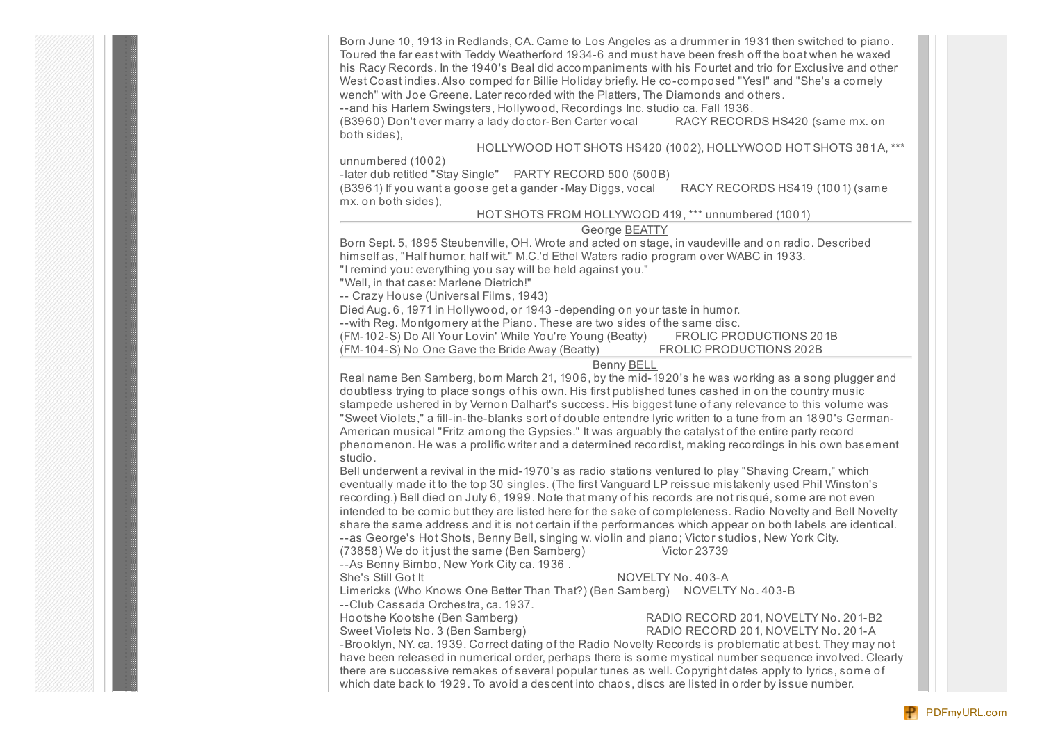Born June 10, 1913 in Redlands, CA. Came to Los Angeles as a drummer in 1931 then switched to piano. Toured the far east with Teddy Weatherford 1934-6 and must have been fresh off the boat when he waxed his Racy Records. In the 1940's Beal did accompaniments with his Fourtet and trio for Exclusive and other West Coast indies. Also comped for Billie Holiday briefly. He co-composed "Yes!" and "She's a comely wench" with Joe Greene. Later recorded with the Platters, The Diamonds and others.

--and his Harlem Swingsters, Hollywood, Recordings Inc. studio ca. Fall 1936.

(B3960) Don't ever marry a lady doctor-Ben Carter vocal RACY RECORDS HS420 (same mx. on both sides),
HOLLYWOOD HOT SHOTS HS420 (1002), HOLLYWOOD HOT SHOTS 381A, *** unnumbered (1002)

-later dub retitled "Stay Single" PARTY RECORD 500 (500B)

(B3961) If you want a goose get a gander -May Diggs, vocal RACY RECORDS HS419 (1001) (same mx. on both sides),
HOT SHOTS FROM HOLLYWOOD 419, *** unnumbered (1001)

---

## George BEATTY

Born Sept. 5, 1895 Steubenville, OH. Wrote and acted on stage, in vaudeville and on radio. Described himself as, "Half humor, half wit." M.C.'d Ethel Waters radio program over WABC in 1933.

"I remind you: everything you say will be held against you."

"Well, in that case: Marlene Dietrich!"

-- Crazy House (Universal Films, 1943)

Died Aug. 6, 1971 in Hollywood, or 1943 -depending on your taste in humor.

--with Reg. Montgomery at the Piano. These are two sides of the same disc.

(FM-102-S) Do All Your Lovin' While You're Young (Beatty) FROLIC PRODUCTIONS 201B

(FM-104-S) No One Gave the Bride Away (Beatty) FROLIC PRODUCTIONS 202B

---

## Benny BELL

Real name Ben Samberg, born March 21, 1906, by the mid-1920's he was working as a song plugger and doubtless trying to place songs of his own. His first published tunes cashed in on the country music stampede ushered in by Vernon Dalhart's success. His biggest tune of any relevance to this volume was "Sweet Violets," a fill-in-the-blanks sort of double entendre lyric written to a tune from an 1890's German-American musical "Fritz among the Gypsies." It was arguably the catalyst of the entire party record phenomenon. He was a prolific writer and a determined recordist, making recordings in his own basement studio.

Bell underwent a revival in the mid-1970's as radio stations ventured to play "Shaving Cream," which eventually made it to the top 30 singles. (The first Vanguard LP reissue mistakenly used Phil Winston's recording.) Bell died on July 6, 1999. Note that many of his records are not risqué, some are not even intended to be comic but they are listed here for the sake of completeness. Radio Novelty and Bell Novelty share the same address and it is not certain if the performances which appear on both labels are identical.

--as George's Hot Shots, Benny Bell, singing w. violin and piano; Victor studios, New York City.

(73858) We do it just the same (Ben Samberg) Victor 23739

--As Benny Bimbo, New York City ca. 1936 .

She's Still Got It NOVELTY No. 403-A

Limericks (Who Knows One Better Than That?) (Ben Samberg) NOVELTY No. 403-B

--Club Cassada Orchestra, ca. 1937.

Hootshe Kootshe (Ben Samberg) RADIO RECORD 201, NOVELTY No. 201-B2

Sweet Violets No. 3 (Ben Samberg) RADIO RECORD 201, NOVELTY No. 201-A

-Brooklyn, NY. ca. 1939. Correct dating of the Radio Novelty Records is problematic at best. They may not have been released in numerical order, perhaps there is some mystical number sequence involved. Clearly there are successive remakes of several popular tunes as well. Copyright dates apply to lyrics, some of which date back to 1929. To avoid a descent into chaos, discs are listed in order by issue number.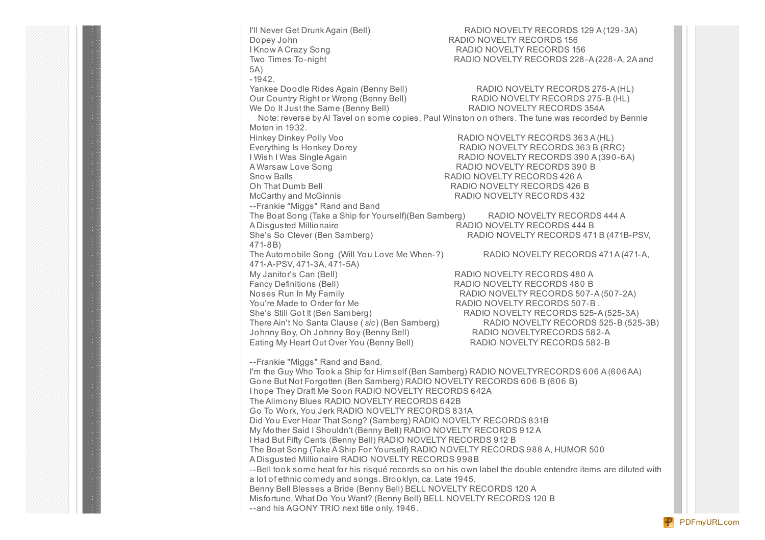I'll Never Get Drunk Again (Bell) RADIO NOVELTY RECORDS 129 A (129-3A)
Dopey John RADIO NOVELTY RECORDS 156
I Know A Crazy Song RADIO NOVELTY RECORDS 156
Two Times To-night RADIO NOVELTY RECORDS 228-A (228-A, 2A and 5A)
-1942.
Yankee Doodle Rides Again (Benny Bell) RADIO NOVELTY RECORDS 275-A (HL)
Our Country Right or Wrong (Benny Bell) RADIO NOVELTY RECORDS 275-B (HL)
We Do It Just the Same (Benny Bell) RADIO NOVELTY RECORDS 354A
Note: reverse by Al Tavel on some copies, Paul Winston on others. The tune was recorded by Bennie Moten in 1932.
Hinkey Dinkey Polly Voo RADIO NOVELTY RECORDS 363 A (HL)
Everything Is Honkey Dorey RADIO NOVELTY RECORDS 363 B (RRC)
I Wish I Was Single Again RADIO NOVELTY RECORDS 390 A (390-6A)
A Warsaw Love Song RADIO NOVELTY RECORDS 390 B
Snow Balls RADIO NOVELTY RECORDS 426 A
Oh That Dumb Bell RADIO NOVELTY RECORDS 426 B
McCarthy and McGinnis RADIO NOVELTY RECORDS 432
--Frankie "Miggs" Rand and Band
The Boat Song (Take a Ship for Yourself)(Ben Samberg) RADIO NOVELTY RECORDS 444 A
A Disgusted Millionaire RADIO NOVELTY RECORDS 444 B
She's So Clever (Ben Samberg) RADIO NOVELTY RECORDS 471 B (471B-PSV, 471-8B)
The Automobile Song (Will You Love Me When-?) RADIO NOVELTY RECORDS 471 A (471-A, 471-A-PSV, 471-3A, 471-5A)
My Janitor's Can (Bell) RADIO NOVELTY RECORDS 480 A
Fancy Definitions (Bell) RADIO NOVELTY RECORDS 480 B
Noses Run In My Family RADIO NOVELTY RECORDS 507-A (507-2A)
You're Made to Order for Me RADIO NOVELTY RECORDS 507-B .
She's Still Got It (Ben Samberg) RADIO NOVELTY RECORDS 525-A (525-3A)
There Ain't No Santa Clause ( *sic*) (Ben Samberg) RADIO NOVELTY RECORDS 525-B (525-3B)
Johnny Boy, Oh Johnny Boy (Benny Bell) RADIO NOVELTYRECORDS 582-A
Eating My Heart Out Over You (Benny Bell) RADIO NOVELTY RECORDS 582-B

--Frankie "Miggs" Rand and Band.
I'm the Guy Who Took a Ship for Himself (Ben Samberg) RADIO NOVELTYRECORDS 606 A (606AA)
Gone But Not Forgotten (Ben Samberg) RADIO NOVELTY RECORDS 606 B (606 B)
I hope They Draft Me Soon RADIO NOVELTY RECORDS 642A
The Alimony Blues RADIO NOVELTY RECORDS 642B
Go To Work, You Jerk RADIO NOVELTY RECORDS 831A
Did You Ever Hear That Song? (Samberg) RADIO NOVELTY RECORDS 831B
My Mother Said I Shouldn't (Benny Bell) RADIO NOVELTY RECORDS 912 A
I Had But Fifty Cents (Benny Bell) RADIO NOVELTY RECORDS 912 B
The Boat Song (Take A Ship For Yourself) RADIO NOVELTY RECORDS 988 A, HUMOR 500
A Disgusted Millionaire RADIO NOVELTY RECORDS 998B
--Bell took some heat for his risqué records so on his own label the double entendre items are diluted with a lot of ethnic comedy and songs. Brooklyn, ca. Late 1945.
Benny Bell Blesses a Bride (Benny Bell) BELL NOVELTY RECORDS 120 A
Misfortune, What Do You Want? (Benny Bell) BELL NOVELTY RECORDS 120 B
--and his AGONY TRIO next title only, 1946.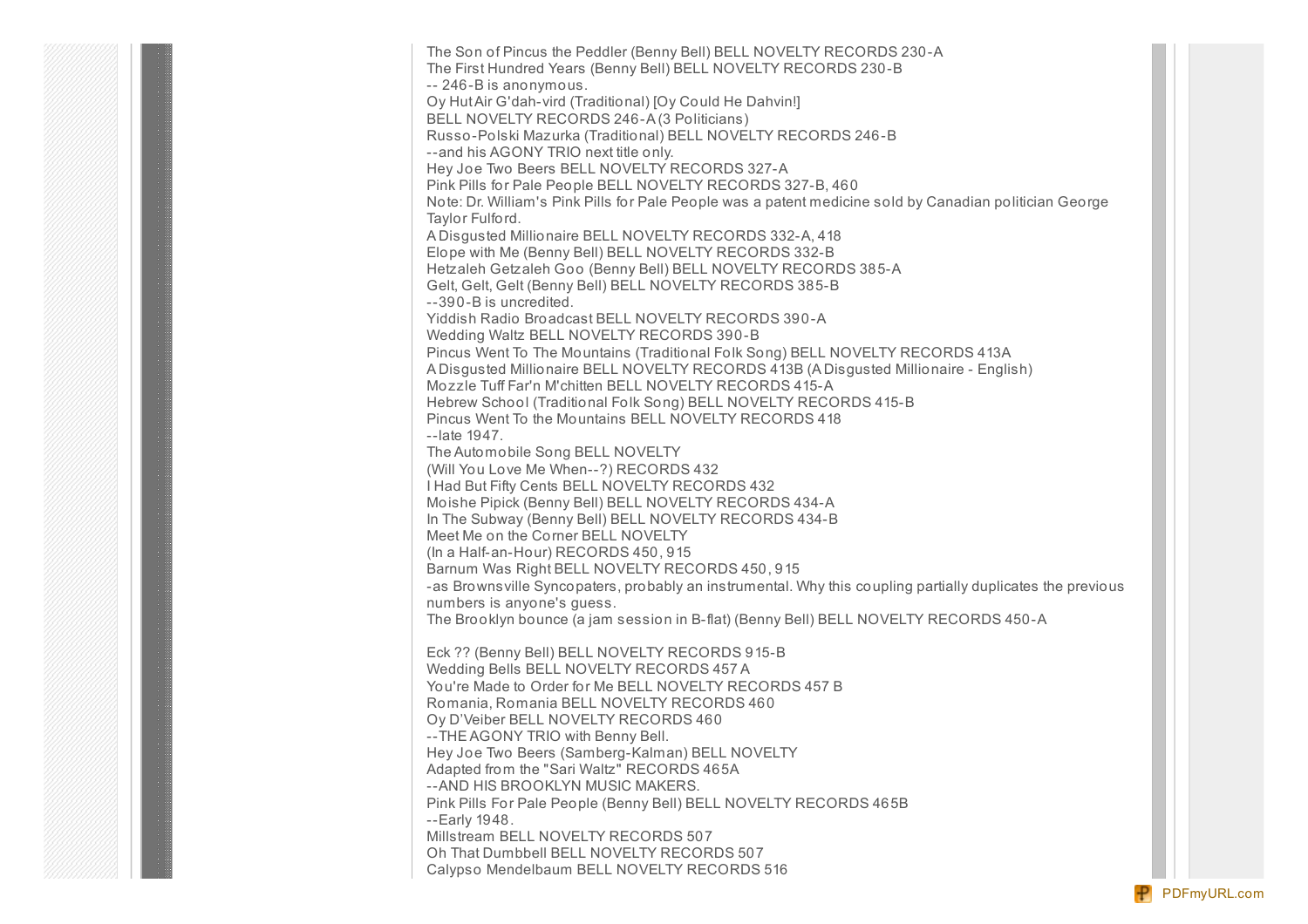The Son of Pincus the Peddler (Benny Bell) BELL NOVELTY RECORDS 230-A
The First Hundred Years (Benny Bell) BELL NOVELTY RECORDS 230-B
-- 246-B is anonymous.
Oy Hut Air G'dah-vird (Traditional) [Oy Could He Dahvin!]
BELL NOVELTY RECORDS 246-A (3 Politicians)
Russo-Polski Mazurka (Traditional) BELL NOVELTY RECORDS 246-B
--and his AGONY TRIO next title only.
Hey Joe Two Beers BELL NOVELTY RECORDS 327-A
Pink Pills for Pale People BELL NOVELTY RECORDS 327-B, 460
Note: Dr. William's Pink Pills for Pale People was a patent medicine sold by Canadian politician George Taylor Fulford.
A Disgusted Millionaire BELL NOVELTY RECORDS 332-A, 418
Elope with Me (Benny Bell) BELL NOVELTY RECORDS 332-B
Hetzaleh Getzaleh Goo (Benny Bell) BELL NOVELTY RECORDS 385-A
Gelt, Gelt, Gelt (Benny Bell) BELL NOVELTY RECORDS 385-B
--390-B is uncredited.
Yiddish Radio Broadcast BELL NOVELTY RECORDS 390-A
Wedding Waltz BELL NOVELTY RECORDS 390-B
Pincus Went To The Mountains (Traditional Folk Song) BELL NOVELTY RECORDS 413A
A Disgusted Millionaire BELL NOVELTY RECORDS 413B (A Disgusted Millionaire - English)
Mozzle Tuff Far'n M'chitten BELL NOVELTY RECORDS 415-A
Hebrew School (Traditional Folk Song) BELL NOVELTY RECORDS 415-B
Pincus Went To the Mountains BELL NOVELTY RECORDS 418
--late 1947.
The Automobile Song BELL NOVELTY
(Will You Love Me When--?) RECORDS 432
I Had But Fifty Cents BELL NOVELTY RECORDS 432
Moishe Pipick (Benny Bell) BELL NOVELTY RECORDS 434-A
In The Subway (Benny Bell) BELL NOVELTY RECORDS 434-B
Meet Me on the Corner BELL NOVELTY
(In a Half-an-Hour) RECORDS 450, 915
Barnum Was Right BELL NOVELTY RECORDS 450, 915
-as Brownsville Syncopaters, probably an instrumental. Why this coupling partially duplicates the previous numbers is anyone's guess.
The Brooklyn bounce (a jam session in B-flat) (Benny Bell) BELL NOVELTY RECORDS 450-A

Eck ?? (Benny Bell) BELL NOVELTY RECORDS 915-B
Wedding Bells BELL NOVELTY RECORDS 457 A
You're Made to Order for Me BELL NOVELTY RECORDS 457 B
Romania, Romania BELL NOVELTY RECORDS 460
Oy D'Veiber BELL NOVELTY RECORDS 460
--THE AGONY TRIO with Benny Bell.
Hey Joe Two Beers (Samberg-Kalman) BELL NOVELTY
Adapted from the "Sari Waltz" RECORDS 465A
--AND HIS BROOKLYN MUSIC MAKERS.
Pink Pills For Pale People (Benny Bell) BELL NOVELTY RECORDS 465B
--Early 1948.
Millstream BELL NOVELTY RECORDS 507
Oh That Dumbbell BELL NOVELTY RECORDS 507
Calypso Mendelbaum BELL NOVELTY RECORDS 516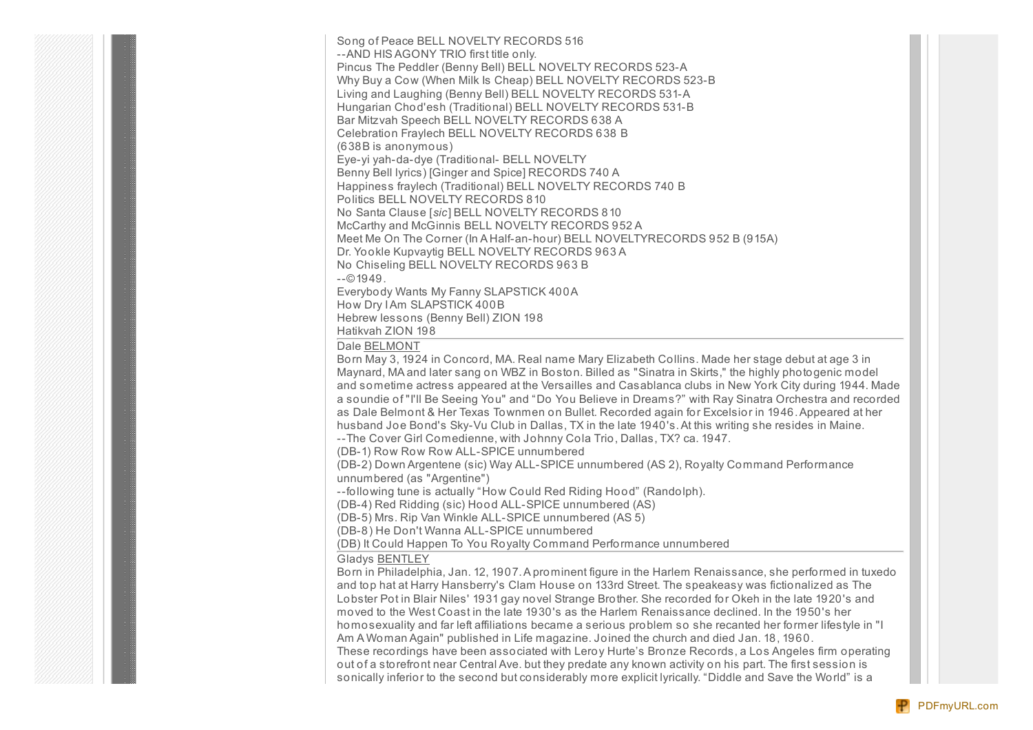Song of Peace BELL NOVELTY RECORDS 516
--AND HIS AGONY TRIO first title only.
Pincus The Peddler (Benny Bell) BELL NOVELTY RECORDS 523-A
Why Buy a Cow (When Milk Is Cheap) BELL NOVELTY RECORDS 523-B
Living and Laughing (Benny Bell) BELL NOVELTY RECORDS 531-A
Hungarian Chod'esh (Traditional) BELL NOVELTY RECORDS 531-B
Bar Mitzvah Speech BELL NOVELTY RECORDS 638 A
Celebration Fraylech BELL NOVELTY RECORDS 638 B
(638B is anonymous)
Eye-yi yah-da-dye (Traditional- BELL NOVELTY
Benny Bell lyrics) [Ginger and Spice] RECORDS 740 A
Happiness fraylech (Traditional) BELL NOVELTY RECORDS 740 B
Politics BELL NOVELTY RECORDS 810
No Santa Clause [*sic*] BELL NOVELTY RECORDS 810
McCarthy and McGinnis BELL NOVELTY RECORDS 952 A
Meet Me On The Corner (In A Half-an-hour) BELL NOVELTYRECORDS 952 B (915A)
Dr. Yookle Kupvaytig BELL NOVELTY RECORDS 963 A
No Chiseling BELL NOVELTY RECORDS 963 B
--©1949.
Everybody Wants My Fanny SLAPSTICK 400A
How Dry I Am SLAPSTICK 400B
Hebrew lessons (Benny Bell) ZION 198
Hatikvah ZION 198

---

Dale BELMONT

Born May 3, 1924 in Concord, MA. Real name Mary Elizabeth Collins. Made her stage debut at age 3 in Maynard, MA and later sang on WBZ in Boston. Billed as "Sinatra in Skirts," the highly photogenic model and sometime actress appeared at the Versailles and Casablanca clubs in New York City during 1944. Made a soundie of "I'll Be Seeing You" and "Do You Believe in Dreams?" with Ray Sinatra Orchestra and recorded as Dale Belmont & Her Texas Townmen on Bullet. Recorded again for Excelsior in 1946. Appeared at her husband Joe Bond's Sky-Vu Club in Dallas, TX in the late 1940's. At this writing she resides in Maine.
--The Cover Girl Comedienne, with Johnny Cola Trio, Dallas, TX? ca. 1947.
(DB-1) Row Row Row ALL-SPICE unnumbered
(DB-2) Down Argentene (sic) Way ALL-SPICE unnumbered (AS 2), Royalty Command Performance unnumbered (as "Argentine")
--following tune is actually "How Could Red Riding Hood" (Randolph).
(DB-4) Red Ridding (sic) Hood ALL-SPICE unnumbered (AS)
(DB-5) Mrs. Rip Van Winkle ALL-SPICE unnumbered (AS 5)
(DB-8) He Don't Wanna ALL-SPICE unnumbered
(DB) It Could Happen To You Royalty Command Performance unnumbered

---

Gladys BENTLEY

Born in Philadelphia, Jan. 12, 1907. A prominent figure in the Harlem Renaissance, she performed in tuxedo and top hat at Harry Hansberry's Clam House on 133rd Street. The speakeasy was fictionalized as The Lobster Pot in Blair Niles' 1931 gay novel Strange Brother. She recorded for Okeh in the late 1920's and moved to the West Coast in the late 1930's as the Harlem Renaissance declined. In the 1950's her homosexuality and far left affiliations became a serious problem so she recanted her former lifestyle in "I Am A Woman Again" published in Life magazine. Joined the church and died Jan. 18, 1960.
These recordings have been associated with Leroy Hurte's Bronze Records, a Los Angeles firm operating out of a storefront near Central Ave. but they predate any known activity on his part. The first session is sonically inferior to the second but considerably more explicit lyrically. "Diddle and Save the World" is a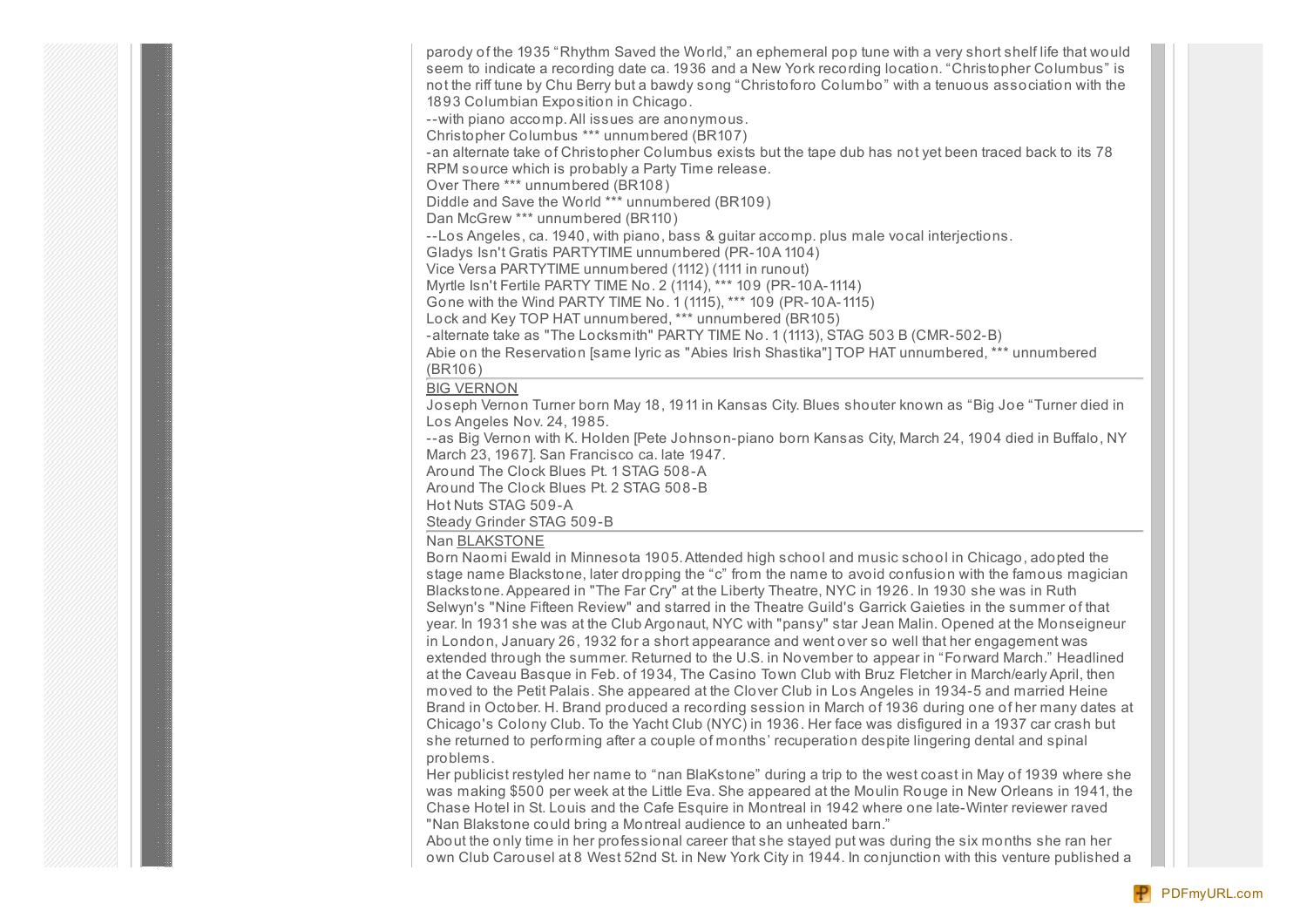parody of the 1935 "Rhythm Saved the World," an ephemeral pop tune with a very short shelf life that would seem to indicate a recording date ca. 1936 and a New York recording location. "Christopher Columbus" is not the riff tune by Chu Berry but a bawdy song "Christoforo Columbo" with a tenuous association with the 1893 Columbian Exposition in Chicago.
--with piano accomp. All issues are anonymous.
Christopher Columbus *** unnumbered (BR107)
-an alternate take of Christopher Columbus exists but the tape dub has not yet been traced back to its 78 RPM source which is probably a Party Time release.
Over There *** unnumbered (BR108)
Diddle and Save the World *** unnumbered (BR109)
Dan McGrew *** unnumbered (BR110)
--Los Angeles, ca. 1940, with piano, bass & guitar accomp. plus male vocal interjections.
Gladys Isn't Gratis PARTYTIME unnumbered (PR-10A 1104)
Vice Versa PARTYTIME unnumbered (1112) (1111 in runout)
Myrtle Isn't Fertile PARTY TIME No. 2 (1114), *** 109 (PR-10A-1114)
Gone with the Wind PARTY TIME No. 1 (1115), *** 109 (PR-10A-1115)
Lock and Key TOP HAT unnumbered, *** unnumbered (BR105)
-alternate take as "The Locksmith" PARTY TIME No. 1 (1113), STAG 503 B (CMR-502-B)
Abie on the Reservation [same lyric as "Abies Irish Shastika"] TOP HAT unnumbered, *** unnumbered (BR106)

---

BIG VERNON
Joseph Vernon Turner born May 18, 1911 in Kansas City. Blues shouter known as "Big Joe "Turner died in Los Angeles Nov. 24, 1985.
--as Big Vernon with K. Holden [Pete Johnson-piano born Kansas City, March 24, 1904 died in Buffalo, NY March 23, 1967]. San Francisco ca. late 1947.
Around The Clock Blues Pt. 1 STAG 508-A
Around The Clock Blues Pt. 2 STAG 508-B
Hot Nuts STAG 509-A
Steady Grinder STAG 509-B

---

Nan BLAKSTONE
Born Naomi Ewald in Minnesota 1905. Attended high school and music school in Chicago, adopted the stage name Blackstone, later dropping the "c" from the name to avoid confusion with the famous magician Blackstone. Appeared in "The Far Cry" at the Liberty Theatre, NYC in 1926. In 1930 she was in Ruth Selwyn's "Nine Fifteen Review" and starred in the Theatre Guild's Garrick Gaieties in the summer of that year. In 1931 she was at the Club Argonaut, NYC with "pansy" star Jean Malin. Opened at the Monseigneur in London, January 26, 1932 for a short appearance and went over so well that her engagement was extended through the summer. Returned to the U.S. in November to appear in "Forward March." Headlined at the Caveau Basque in Feb. of 1934, The Casino Town Club with Bruz Fletcher in March/early April, then moved to the Petit Palais. She appeared at the Clover Club in Los Angeles in 1934-5 and married Heine Brand in October. H. Brand produced a recording session in March of 1936 during one of her many dates at Chicago's Colony Club. To the Yacht Club (NYC) in 1936. Her face was disfigured in a 1937 car crash but she returned to performing after a couple of months' recuperation despite lingering dental and spinal problems.
Her publicist restyled her name to "nan BlaKstone" during a trip to the west coast in May of 1939 where she was making $500 per week at the Little Eva. She appeared at the Moulin Rouge in New Orleans in 1941, the Chase Hotel in St. Louis and the Cafe Esquire in Montreal in 1942 where one late-Winter reviewer raved "Nan Blakstone could bring a Montreal audience to an unheated barn."
About the only time in her professional career that she stayed put was during the six months she ran her own Club Carousel at 8 West 52nd St. in New York City in 1944. In conjunction with this venture published a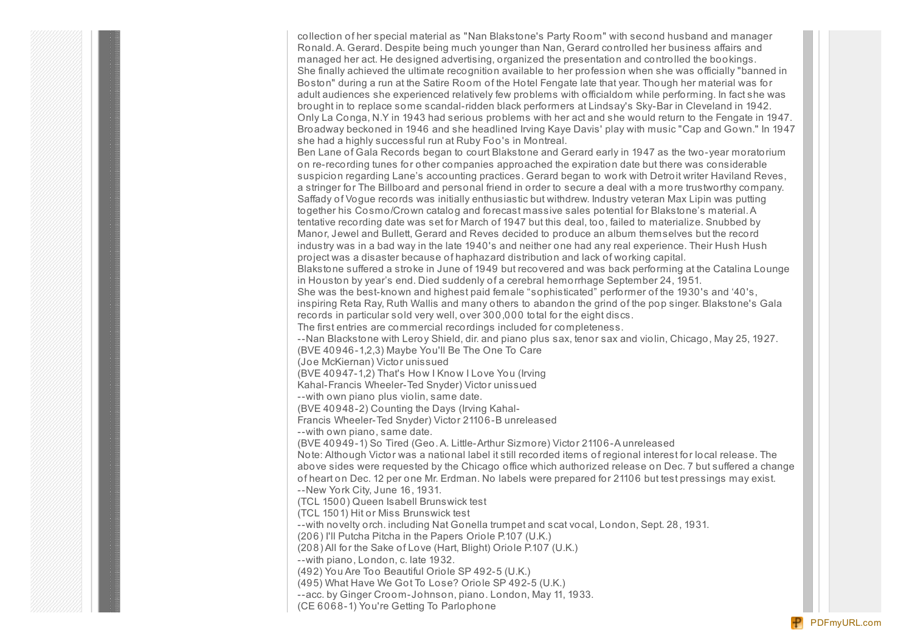collection of her special material as "Nan Blakstone's Party Room" with second husband and manager Ronald. A. Gerard. Despite being much younger than Nan, Gerard controlled her business affairs and managed her act. He designed advertising, organized the presentation and controlled the bookings.
She finally achieved the ultimate recognition available to her profession when she was officially "banned in Boston" during a run at the Satire Room of the Hotel Fengate late that year. Though her material was for adult audiences she experienced relatively few problems with officialdom while performing. In fact she was brought in to replace some scandal-ridden black performers at Lindsay's Sky-Bar in Cleveland in 1942. Only La Conga, N.Y in 1943 had serious problems with her act and she would return to the Fengate in 1947. Broadway beckoned in 1946 and she headlined Irving Kaye Davis' play with music "Cap and Gown." In 1947 she had a highly successful run at Ruby Foo's in Montreal.
Ben Lane of Gala Records began to court Blakstone and Gerard early in 1947 as the two-year moratorium on re-recording tunes for other companies approached the expiration date but there was considerable suspicion regarding Lane's accounting practices. Gerard began to work with Detroit writer Haviland Reves, a stringer for The Billboard and personal friend in order to secure a deal with a more trustworthy company. Saffady of Vogue records was initially enthusiastic but withdrew. Industry veteran Max Lipin was putting together his Cosmo/Crown catalog and forecast massive sales potential for Blakstone's material. A tentative recording date was set for March of 1947 but this deal, too, failed to materialize. Snubbed by Manor, Jewel and Bullett, Gerard and Reves decided to produce an album themselves but the record industry was in a bad way in the late 1940's and neither one had any real experience. Their Hush Hush project was a disaster because of haphazard distribution and lack of working capital.
Blakstone suffered a stroke in June of 1949 but recovered and was back performing at the Catalina Lounge in Houston by year's end. Died suddenly of a cerebral hemorrhage September 24, 1951.
She was the best-known and highest paid female "sophisticated" performer of the 1930's and '40's, inspiring Reta Ray, Ruth Wallis and many others to abandon the grind of the pop singer. Blakstone's Gala records in particular sold very well, over 300,000 total for the eight discs.
The first entries are commercial recordings included for completeness.
--Nan Blackstone with Leroy Shield, dir. and piano plus sax, tenor sax and violin, Chicago, May 25, 1927.
(BVE 40946-1,2,3) Maybe You'll Be The One To Care
(Joe McKiernan) Victor unissued
(BVE 40947-1,2) That's How I Know I Love You (Irving
Kahal-Francis Wheeler-Ted Snyder) Victor unissued
--with own piano plus violin, same date.
(BVE 40948-2) Counting the Days (Irving Kahal-
Francis Wheeler-Ted Snyder) Victor 21106-B unreleased
--with own piano, same date.
(BVE 40949-1) So Tired (Geo. A. Little-Arthur Sizmore) Victor 21106-A unreleased
Note: Although Victor was a national label it still recorded items of regional interest for local release. The above sides were requested by the Chicago office which authorized release on Dec. 7 but suffered a change of heart on Dec. 12 per one Mr. Erdman. No labels were prepared for 21106 but test pressings may exist.
--New York City, June 16, 1931.
(TCL 1500) Queen Isabell Brunswick test
(TCL 1501) Hit or Miss Brunswick test
--with novelty orch. including Nat Gonella trumpet and scat vocal, London, Sept. 28, 1931.
(206) I'll Putcha Pitcha in the Papers Oriole P.107 (U.K.)
(208) All for the Sake of Love (Hart, Blight) Oriole P.107 (U.K.)
--with piano, London, c. late 1932.
(492) You Are Too Beautiful Oriole SP 492-5 (U.K.)
(495) What Have We Got To Lose? Oriole SP 492-5 (U.K.)
--acc. by Ginger Croom-Johnson, piano. London, May 11, 1933.
(CE 6068-1) You're Getting To Parlophone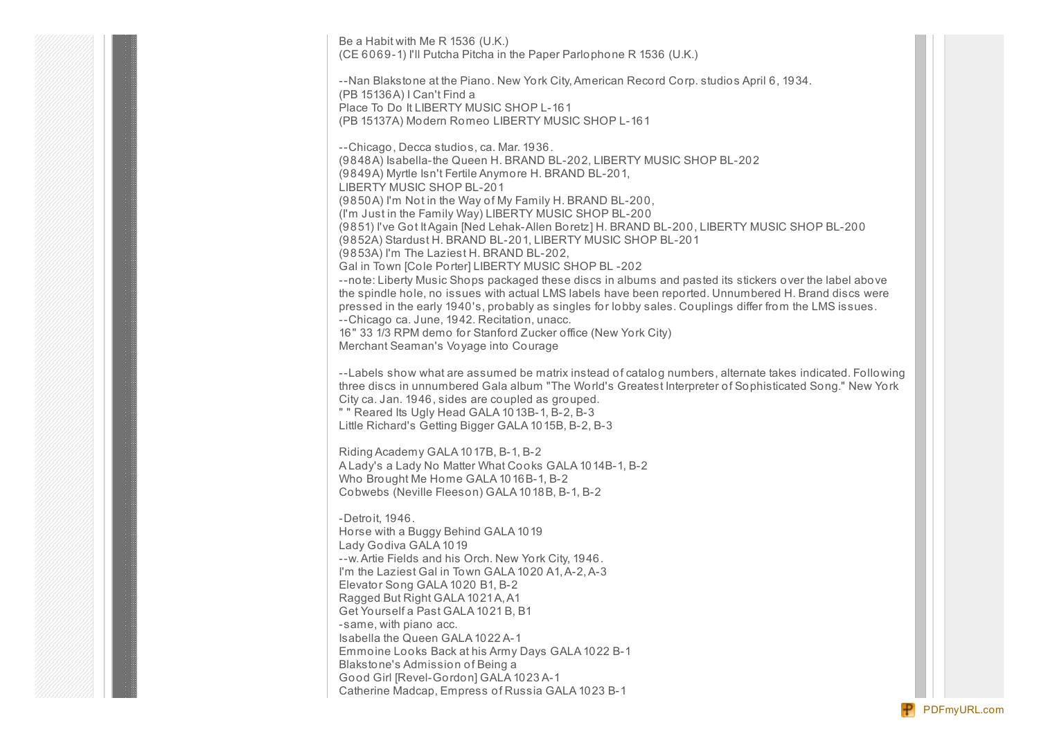Be a Habit with Me R 1536 (U.K.)
(CE 6069-1) I'll Putcha Pitcha in the Paper Parlophone R 1536 (U.K.)

--Nan Blakstone at the Piano. New York City, American Record Corp. studios April 6, 1934.
(PB 15136A) I Can't Find a
Place To Do It LIBERTY MUSIC SHOP L-161
(PB 15137A) Modern Romeo LIBERTY MUSIC SHOP L-161

--Chicago, Decca studios, ca. Mar. 1936.
(9848A) Isabella-the Queen H. BRAND BL-202, LIBERTY MUSIC SHOP BL-202
(9849A) Myrtle Isn't Fertile Anymore H. BRAND BL-201,
LIBERTY MUSIC SHOP BL-201
(9850A) I'm Not in the Way of My Family H. BRAND BL-200,
(I'm Just in the Family Way) LIBERTY MUSIC SHOP BL-200
(9851) I've Got It Again [Ned Lehak-Allen Boretz] H. BRAND BL-200, LIBERTY MUSIC SHOP BL-200
(9852A) Stardust H. BRAND BL-201, LIBERTY MUSIC SHOP BL-201
(9853A) I'm The Laziest H. BRAND BL-202,
Gal in Town [Cole Porter] LIBERTY MUSIC SHOP BL -202
--note: Liberty Music Shops packaged these discs in albums and pasted its stickers over the label above the spindle hole, no issues with actual LMS labels have been reported. Unnumbered H. Brand discs were pressed in the early 1940's, probably as singles for lobby sales. Couplings differ from the LMS issues.
--Chicago ca. June, 1942. Recitation, unacc.
16" 33 1/3 RPM demo for Stanford Zucker office (New York City)
Merchant Seaman's Voyage into Courage

--Labels show what are assumed be matrix instead of catalog numbers, alternate takes indicated. Following three discs in unnumbered Gala album "The World's Greatest Interpreter of Sophisticated Song." New York City ca. Jan. 1946, sides are coupled as grouped.
" " Reared Its Ugly Head GALA 1013B-1, B-2, B-3
Little Richard's Getting Bigger GALA 1015B, B-2, B-3

Riding Academy GALA 1017B, B-1, B-2
A Lady's a Lady No Matter What Cooks GALA 1014B-1, B-2
Who Brought Me Home GALA 1016B-1, B-2
Cobwebs (Neville Fleeson) GALA 1018B, B-1, B-2

-Detroit, 1946.
Horse with a Buggy Behind GALA 1019
Lady Godiva GALA 1019
--w. Artie Fields and his Orch. New York City, 1946.
I'm the Laziest Gal in Town GALA 1020 A1, A-2, A-3
Elevator Song GALA 1020 B1, B-2
Ragged But Right GALA 1021 A, A1
Get Yourself a Past GALA 1021 B, B1
-same, with piano acc.
Isabella the Queen GALA 1022 A-1
Emmoine Looks Back at his Army Days GALA 1022 B-1
Blakstone's Admission of Being a
Good Girl [Revel-Gordon] GALA 1023 A-1
Catherine Madcap, Empress of Russia GALA 1023 B-1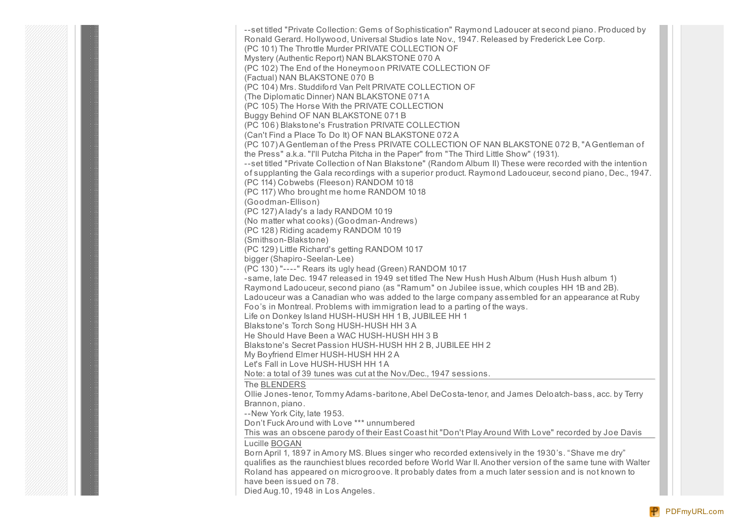--set titled "Private Collection: Gems of Sophistication" Raymond Ladoucer at second piano. Produced by Ronald Gerard. Hollywood, Universal Studios late Nov., 1947. Released by Frederick Lee Corp.
(PC 101) The Throttle Murder PRIVATE COLLECTION OF
Mystery (Authentic Report) NAN BLAKSTONE 070 A
(PC 102) The End of the Honeymoon PRIVATE COLLECTION OF
(Factual) NAN BLAKSTONE 070 B
(PC 104) Mrs. Studdiford Van Pelt PRIVATE COLLECTION OF
(The Diplomatic Dinner) NAN BLAKSTONE 071 A
(PC 105) The Horse With the PRIVATE COLLECTION
Buggy Behind OF NAN BLAKSTONE 071 B
(PC 106) Blakstone's Frustration PRIVATE COLLECTION
(Can't Find a Place To Do It) OF NAN BLAKSTONE 072 A
(PC 107) A Gentleman of the Press PRIVATE COLLECTION OF NAN BLAKSTONE 072 B, "A Gentleman of the Press" a.k.a. "I'll Putcha Pitcha in the Paper" from "The Third Little Show" (1931).
--set titled "Private Collection of Nan Blakstone" (Random Album II) These were recorded with the intention of supplanting the Gala recordings with a superior product. Raymond Ladouceur, second piano, Dec., 1947.
(PC 114) Cobwebs (Fleeson) RANDOM 1018
(PC 117) Who brought me home RANDOM 1018
(Goodman-Ellison)
(PC 127) A lady's a lady RANDOM 1019
(No matter what cooks) (Goodman-Andrews)
(PC 128) Riding academy RANDOM 1019
(Smithson-Blakstone)
(PC 129) Little Richard's getting RANDOM 1017
bigger (Shapiro-Seelan-Lee)
(PC 130) "----" Rears its ugly head (Green) RANDOM 1017
-same, late Dec. 1947 released in 1949 set titled The New Hush Hush Album (Hush Hush album 1) Raymond Ladouceur, second piano (as "Ramum" on Jubilee issue, which couples HH 1B and 2B). Ladouceur was a Canadian who was added to the large company assembled for an appearance at Ruby Foo's in Montreal. Problems with immigration lead to a parting of the ways.
Life on Donkey Island HUSH-HUSH HH 1 B, JUBILEE HH 1
Blakstone's Torch Song HUSH-HUSH HH 3 A
He Should Have Been a WAC HUSH-HUSH HH 3 B
Blakstone's Secret Passion HUSH-HUSH HH 2 B, JUBILEE HH 2
My Boyfriend Elmer HUSH-HUSH HH 2 A
Let's Fall in Love HUSH-HUSH HH 1 A
Note: a total of 39 tunes was cut at the Nov./Dec., 1947 sessions.

---

The BLENDERS
Ollie Jones-tenor, Tommy Adams-baritone, Abel DeCosta-tenor, and James Deloatch-bass, acc. by Terry Brannon, piano.
--New York City, late 1953.
Don't Fuck Around with Love *** unnumbered
This was an obscene parody of their East Coast hit "Don't Play Around With Love" recorded by Joe Davis

---

Lucille BOGAN
Born April 1, 1897 in Amory MS. Blues singer who recorded extensively in the 1930's. "Shave me dry" qualifies as the raunchiest blues recorded before World War II. Another version of the same tune with Walter Roland has appeared on microgroove. It probably dates from a much later session and is not known to have been issued on 78.
Died Aug.10, 1948 in Los Angeles.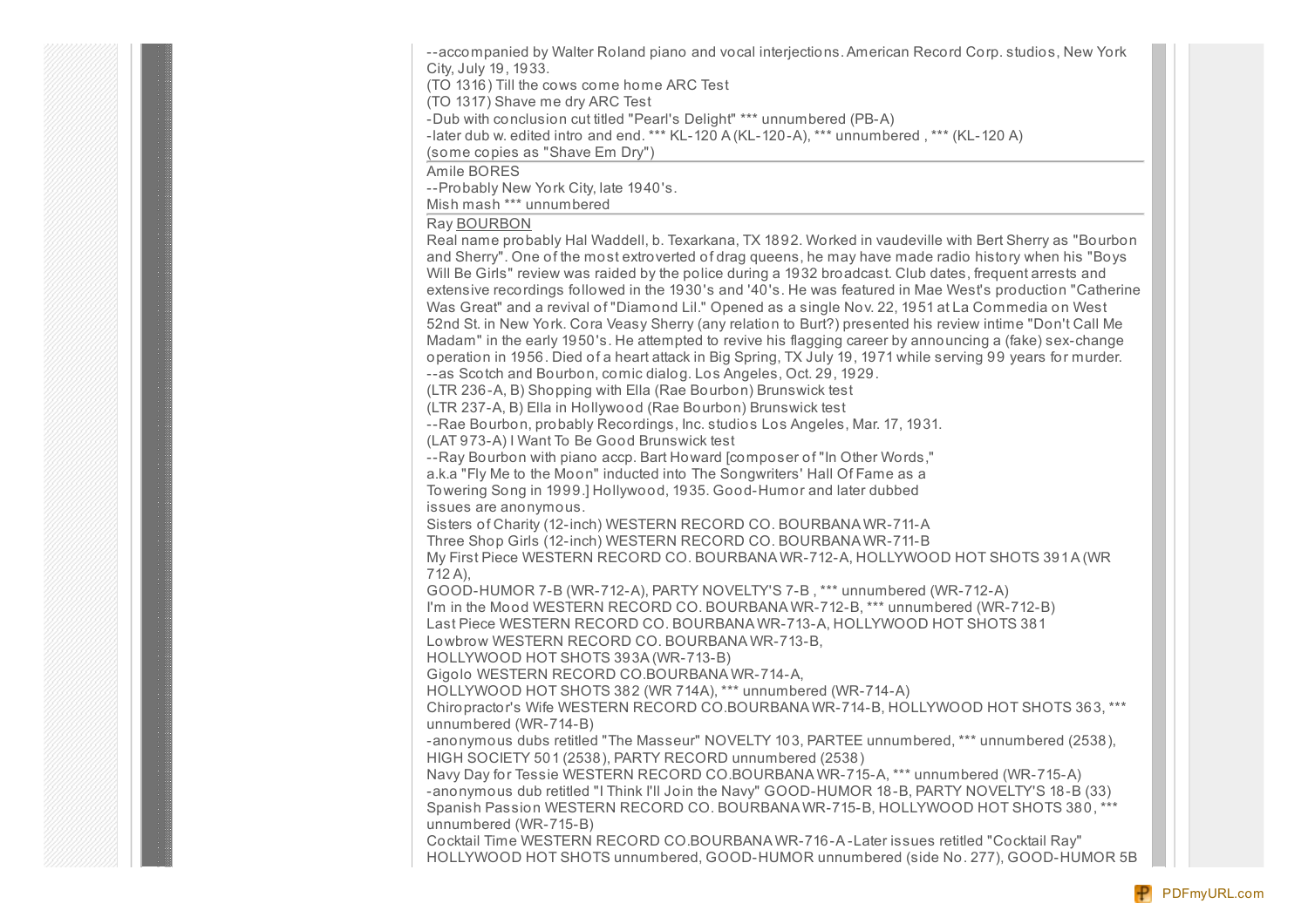--accompanied by Walter Roland piano and vocal interjections. American Record Corp. studios, New York City, July 19, 1933.
(TO 1316) Till the cows come home ARC Test
(TO 1317) Shave me dry ARC Test
-Dub with conclusion cut titled "Pearl's Delight" *** unnumbered (PB-A)
-later dub w. edited intro and end. *** KL-120 A (KL-120-A), *** unnumbered , *** (KL-120 A)
(some copies as "Shave Em Dry")

---

Amile BORES
--Probably New York City, late 1940's.
Mish mash *** unnumbered

---

Ray BOURBON
Real name probably Hal Waddell, b. Texarkana, TX 1892. Worked in vaudeville with Bert Sherry as "Bourbon and Sherry". One of the most extroverted of drag queens, he may have made radio history when his "Boys Will Be Girls" review was raided by the police during a 1932 broadcast. Club dates, frequent arrests and extensive recordings followed in the 1930's and '40's. He was featured in Mae West's production "Catherine Was Great" and a revival of "Diamond Lil." Opened as a single Nov. 22, 1951 at La Commedia on West 52nd St. in New York. Cora Veasy Sherry (any relation to Burt?) presented his review intime "Don't Call Me Madam" in the early 1950's. He attempted to revive his flagging career by announcing a (fake) sex-change operation in 1956. Died of a heart attack in Big Spring, TX July 19, 1971 while serving 99 years for murder.
--as Scotch and Bourbon, comic dialog. Los Angeles, Oct. 29, 1929.
(LTR 236-A, B) Shopping with Ella (Rae Bourbon) Brunswick test
(LTR 237-A, B) Ella in Hollywood (Rae Bourbon) Brunswick test
--Rae Bourbon, probably Recordings, Inc. studios Los Angeles, Mar. 17, 1931.
(LAT 973-A) I Want To Be Good Brunswick test
--Ray Bourbon with piano accp. Bart Howard [composer of "In Other Words," a.k.a "Fly Me to the Moon" inducted into The Songwriters' Hall Of Fame as a Towering Song in 1999.] Hollywood, 1935. Good-Humor and later dubbed issues are anonymous.
Sisters of Charity (12-inch) WESTERN RECORD CO. BOURBANA WR-711-A
Three Shop Girls (12-inch) WESTERN RECORD CO. BOURBANA WR-711-B
My First Piece WESTERN RECORD CO. BOURBANA WR-712-A, HOLLYWOOD HOT SHOTS 391A (WR 712 A),
GOOD-HUMOR 7-B (WR-712-A), PARTY NOVELTY'S 7-B , *** unnumbered (WR-712-A)
I'm in the Mood WESTERN RECORD CO. BOURBANA WR-712-B, *** unnumbered (WR-712-B)
Last Piece WESTERN RECORD CO. BOURBANA WR-713-A, HOLLYWOOD HOT SHOTS 381
Lowbrow WESTERN RECORD CO. BOURBANA WR-713-B,
HOLLYWOOD HOT SHOTS 393A (WR-713-B)
Gigolo WESTERN RECORD CO.BOURBANA WR-714-A,
HOLLYWOOD HOT SHOTS 382 (WR 714A), *** unnumbered (WR-714-A)
Chiropractor's Wife WESTERN RECORD CO.BOURBANA WR-714-B, HOLLYWOOD HOT SHOTS 363, *** unnumbered (WR-714-B)
-anonymous dubs retitled "The Masseur" NOVELTY 103, PARTEE unnumbered, *** unnumbered (2538), HIGH SOCIETY 501 (2538), PARTY RECORD unnumbered (2538)
Navy Day for Tessie WESTERN RECORD CO.BOURBANA WR-715-A, *** unnumbered (WR-715-A)
-anonymous dub retitled "I Think I'll Join the Navy" GOOD-HUMOR 18-B, PARTY NOVELTY'S 18-B (33)
Spanish Passion WESTERN RECORD CO. BOURBANA WR-715-B, HOLLYWOOD HOT SHOTS 380, *** unnumbered (WR-715-B)
Cocktail Time WESTERN RECORD CO.BOURBANA WR-716-A -Later issues retitled "Cocktail Ray" HOLLYWOOD HOT SHOTS unnumbered, GOOD-HUMOR unnumbered (side No. 277), GOOD-HUMOR 5B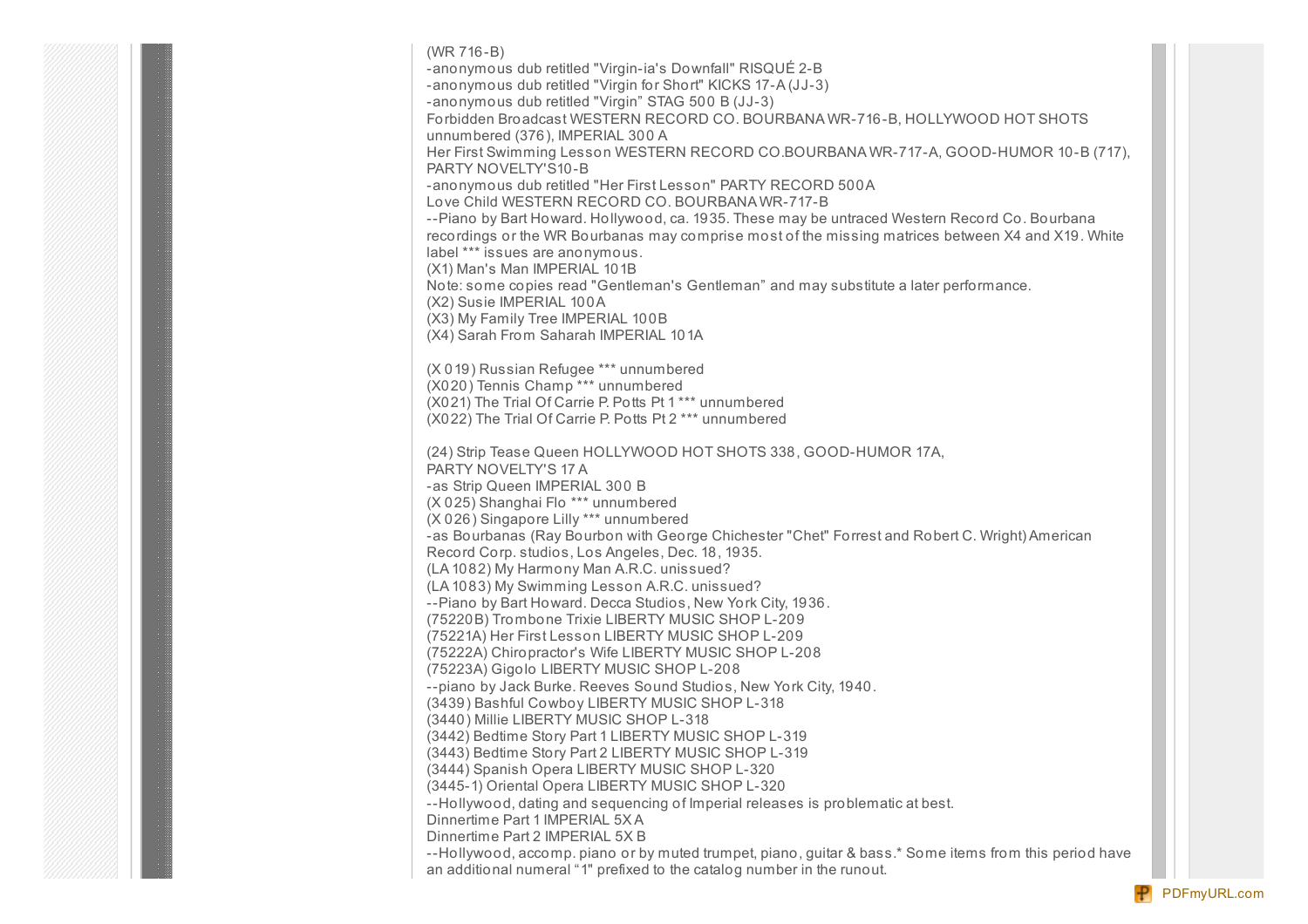(WR 716-B)
-anonymous dub retitled "Virgin-ia's Downfall" RISQUÉ 2-B
-anonymous dub retitled "Virgin for Short" KICKS 17-A (JJ-3)
-anonymous dub retitled "Virgin" STAG 500 B (JJ-3)
Forbidden Broadcast WESTERN RECORD CO. BOURBANA WR-716-B, HOLLYWOOD HOT SHOTS unnumbered (376), IMPERIAL 300 A
Her First Swimming Lesson WESTERN RECORD CO.BOURBANA WR-717-A, GOOD-HUMOR 10-B (717), PARTY NOVELTY'S10-B
-anonymous dub retitled "Her First Lesson" PARTY RECORD 500A
Love Child WESTERN RECORD CO. BOURBANA WR-717-B
--Piano by Bart Howard. Hollywood, ca. 1935. These may be untraced Western Record Co. Bourbana recordings or the WR Bourbanas may comprise most of the missing matrices between X4 and X19. White label *** issues are anonymous.
(X1) Man's Man IMPERIAL 101B
Note: some copies read "Gentleman's Gentleman" and may substitute a later performance.
(X2) Susie IMPERIAL 100A
(X3) My Family Tree IMPERIAL 100B
(X4) Sarah From Saharah IMPERIAL 101A

(X 019) Russian Refugee *** unnumbered
(X020) Tennis Champ *** unnumbered
(X021) The Trial Of Carrie P. Potts Pt 1 *** unnumbered
(X022) The Trial Of Carrie P. Potts Pt 2 *** unnumbered

(24) Strip Tease Queen HOLLYWOOD HOT SHOTS 338, GOOD-HUMOR 17A, PARTY NOVELTY'S 17 A
-as Strip Queen IMPERIAL 300 B
(X 025) Shanghai Flo *** unnumbered
(X 026) Singapore Lilly *** unnumbered
-as Bourbanas (Ray Bourbon with George Chichester "Chet" Forrest and Robert C. Wright) American Record Corp. studios, Los Angeles, Dec. 18, 1935.
(LA 1082) My Harmony Man A.R.C. unissued?
(LA 1083) My Swimming Lesson A.R.C. unissued?
--Piano by Bart Howard. Decca Studios, New York City, 1936.
(75220B) Trombone Trixie LIBERTY MUSIC SHOP L-209
(75221A) Her First Lesson LIBERTY MUSIC SHOP L-209
(75222A) Chiropractor's Wife LIBERTY MUSIC SHOP L-208
(75223A) Gigolo LIBERTY MUSIC SHOP L-208
--piano by Jack Burke. Reeves Sound Studios, New York City, 1940.
(3439) Bashful Cowboy LIBERTY MUSIC SHOP L-318
(3440) Millie LIBERTY MUSIC SHOP L-318
(3442) Bedtime Story Part 1 LIBERTY MUSIC SHOP L-319
(3443) Bedtime Story Part 2 LIBERTY MUSIC SHOP L-319
(3444) Spanish Opera LIBERTY MUSIC SHOP L-320
(3445-1) Oriental Opera LIBERTY MUSIC SHOP L-320
--Hollywood, dating and sequencing of Imperial releases is problematic at best.
Dinnertime Part 1 IMPERIAL 5X A
Dinnertime Part 2 IMPERIAL 5X B
--Hollywood, accomp. piano or by muted trumpet, piano, guitar & bass.* Some items from this period have an additional numeral "1" prefixed to the catalog number in the runout.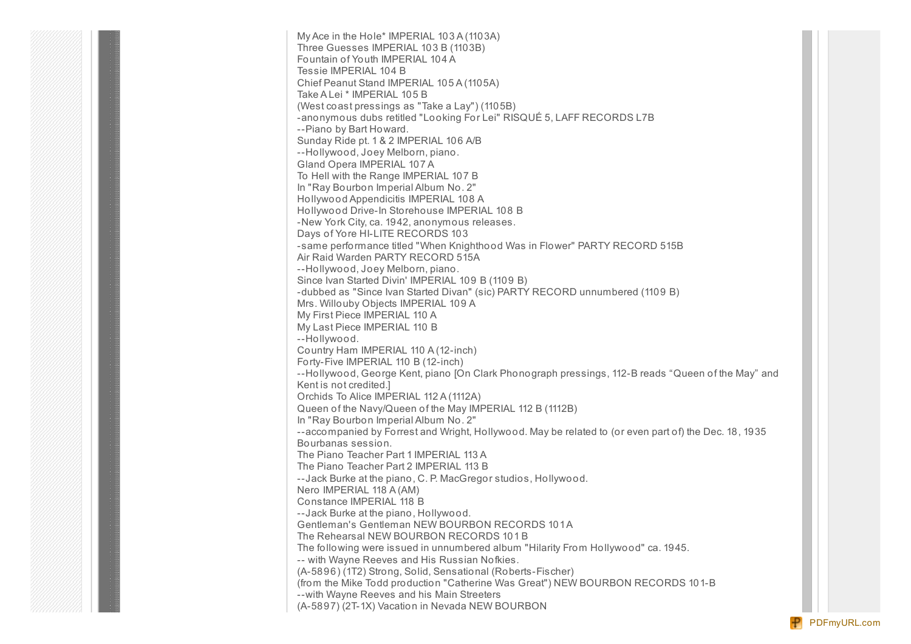My Ace in the Hole* IMPERIAL 103 A (1103A)
Three Guesses IMPERIAL 103 B (1103B)
Fountain of Youth IMPERIAL 104 A
Tessie IMPERIAL 104 B
Chief Peanut Stand IMPERIAL 105 A (1105A)
Take A Lei * IMPERIAL 105 B
(West coast pressings as "Take a Lay") (1105B)
-anonymous dubs retitled "Looking For Lei" RISQUÉ 5, LAFF RECORDS L7B
--Piano by Bart Howard.
Sunday Ride pt. 1 & 2 IMPERIAL 106 A/B
--Hollywood, Joey Melborn, piano.
Gland Opera IMPERIAL 107 A
To Hell with the Range IMPERIAL 107 B
In "Ray Bourbon Imperial Album No. 2"
Hollywood Appendicitis IMPERIAL 108 A
Hollywood Drive-In Storehouse IMPERIAL 108 B
-New York City, ca. 1942, anonymous releases.
Days of Yore HI-LITE RECORDS 103
-same performance titled "When Knighthood Was in Flower" PARTY RECORD 515B
Air Raid Warden PARTY RECORD 515A
--Hollywood, Joey Melborn, piano.
Since Ivan Started Divin' IMPERIAL 109 B (1109 B)
-dubbed as "Since Ivan Started Divan" (sic) PARTY RECORD unnumbered (1109 B)
Mrs. Willouby Objects IMPERIAL 109 A
My First Piece IMPERIAL 110 A
My Last Piece IMPERIAL 110 B
--Hollywood.
Country Ham IMPERIAL 110 A (12-inch)
Forty-Five IMPERIAL 110 B (12-inch)
--Hollywood, George Kent, piano [On Clark Phonograph pressings, 112-B reads “Queen of the May” and Kent is not credited.]
Orchids To Alice IMPERIAL 112 A (1112A)
Queen of the Navy/Queen of the May IMPERIAL 112 B (1112B)
In "Ray Bourbon Imperial Album No. 2"
--accompanied by Forrest and Wright, Hollywood. May be related to (or even part of) the Dec. 18, 1935 Bourbanas session.
The Piano Teacher Part 1 IMPERIAL 113 A
The Piano Teacher Part 2 IMPERIAL 113 B
--Jack Burke at the piano, C. P. MacGregor studios, Hollywood.
Nero IMPERIAL 118 A (AM)
Constance IMPERIAL 118 B
--Jack Burke at the piano, Hollywood.
Gentleman's Gentleman NEW BOURBON RECORDS 101 A
The Rehearsal NEW BOURBON RECORDS 101 B
The following were issued in unnumbered album "Hilarity From Hollywood" ca. 1945.
-- with Wayne Reeves and His Russian Nofkies.
(A-5896) (1T2) Strong, Solid, Sensational (Roberts-Fischer)
(from the Mike Todd production "Catherine Was Great") NEW BOURBON RECORDS 101-B
--with Wayne Reeves and his Main Streeters
(A-5897) (2T-1X) Vacation in Nevada NEW BOURBON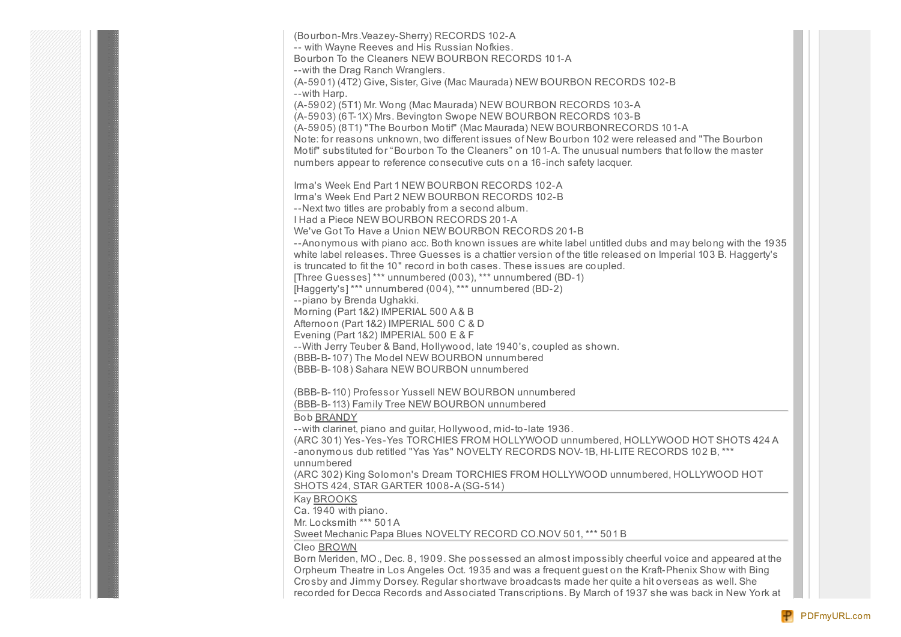(Bourbon-Mrs.Veazey-Sherry) RECORDS 102-A
-- with Wayne Reeves and His Russian Nofkies.
Bourbon To the Cleaners NEW BOURBON RECORDS 101-A
--with the Drag Ranch Wranglers.
(A-5901) (4T2) Give, Sister, Give (Mac Maurada) NEW BOURBON RECORDS 102-B
--with Harp.
(A-5902) (5T1) Mr. Wong (Mac Maurada) NEW BOURBON RECORDS 103-A
(A-5903) (6T-1X) Mrs. Bevington Swope NEW BOURBON RECORDS 103-B
(A-5905) (8T1) "The Bourbon Motif" (Mac Maurada) NEW BOURBONRECORDS 101-A
Note: for reasons unknown, two different issues of New Bourbon 102 were released and "The Bourbon Motif" substituted for "Bourbon To the Cleaners" on 101-A. The unusual numbers that follow the master numbers appear to reference consecutive cuts on a 16-inch safety lacquer.

Irma's Week End Part 1 NEW BOURBON RECORDS 102-A
Irma's Week End Part 2 NEW BOURBON RECORDS 102-B
--Next two titles are probably from a second album.
I Had a Piece NEW BOURBON RECORDS 201-A
We've Got To Have a Union NEW BOURBON RECORDS 201-B
--Anonymous with piano acc. Both known issues are white label untitled dubs and may belong with the 1935 white label releases. Three Guesses is a chattier version of the title released on Imperial 103 B. Haggerty's is truncated to fit the 10" record in both cases. These issues are coupled.
[Three Guesses] *** unnumbered (003), *** unnumbered (BD-1)
[Haggerty's] *** unnumbered (004), *** unnumbered (BD-2)
--piano by Brenda Ughakki.
Morning (Part 1&2) IMPERIAL 500 A & B
Afternoon (Part 1&2) IMPERIAL 500 C & D
Evening (Part 1&2) IMPERIAL 500 E & F
--With Jerry Teuber & Band, Hollywood, late 1940's, coupled as shown.
(BBB-B-107) The Model NEW BOURBON unnumbered
(BBB-B-108) Sahara NEW BOURBON unnumbered

(BBB-B-110) Professor Yussell NEW BOURBON unnumbered
(BBB-B-113) Family Tree NEW BOURBON unnumbered

---

Bob BRANDY
--with clarinet, piano and guitar, Hollywood, mid-to-late 1936.
(ARC 301) Yes-Yes-Yes TORCHIES FROM HOLLYWOOD unnumbered, HOLLYWOOD HOT SHOTS 424 A
-anonymous dub retitled "Yas Yas" NOVELTY RECORDS NOV-1B, HI-LITE RECORDS 102 B, *** unnumbered
(ARC 302) King Solomon's Dream TORCHIES FROM HOLLYWOOD unnumbered, HOLLYWOOD HOT SHOTS 424, STAR GARTER 1008-A (SG-514)

---

Kay BROOKS
Ca. 1940 with piano.
Mr. Locksmith *** 501 A
Sweet Mechanic Papa Blues NOVELTY RECORD CO.NOV 501, *** 501 B

---

Cleo BROWN
Born Meriden, MO., Dec. 8, 1909. She possessed an almost impossibly cheerful voice and appeared at the Orpheum Theatre in Los Angeles Oct. 1935 and was a frequent guest on the Kraft-Phenix Show with Bing Crosby and Jimmy Dorsey. Regular shortwave broadcasts made her quite a hit overseas as well. She recorded for Decca Records and Associated Transcriptions. By March of 1937 she was back in New York at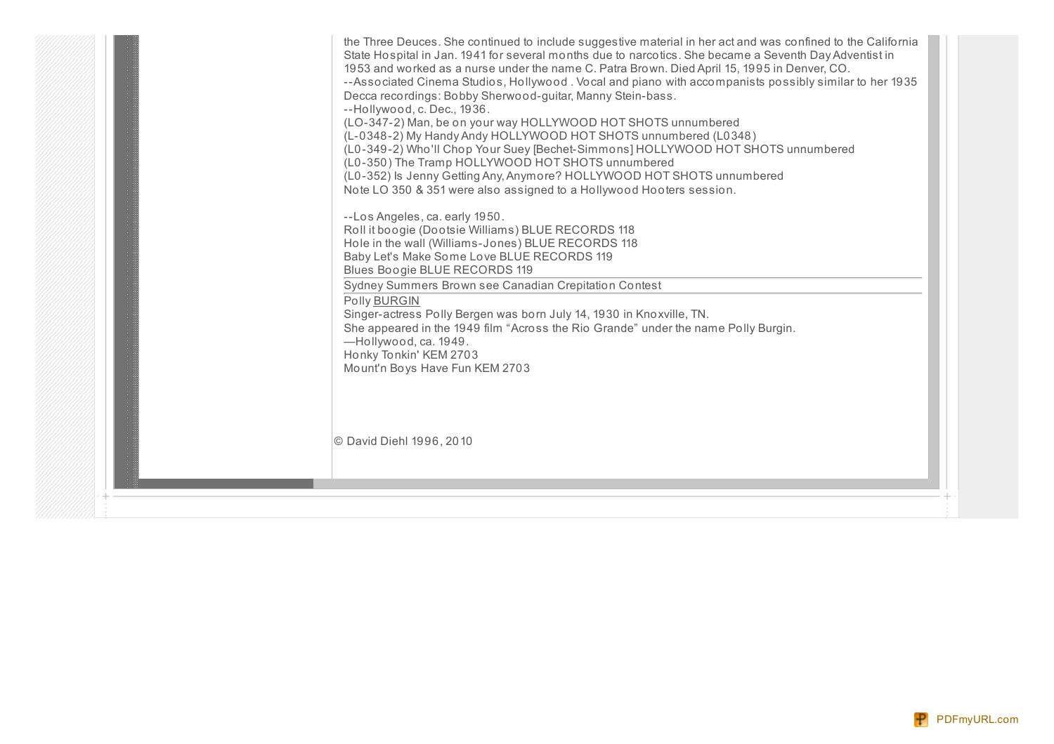the Three Deuces. She continued to include suggestive material in her act and was confined to the California State Hospital in Jan. 1941 for several months due to narcotics. She became a Seventh Day Adventist in 1953 and worked as a nurse under the name C. Patra Brown. Died April 15, 1995 in Denver, CO.
--Associated Cinema Studios, Hollywood . Vocal and piano with accompanists possibly similar to her 1935 Decca recordings: Bobby Sherwood-guitar, Manny Stein-bass.
--Hollywood, c. Dec., 1936.
(LO-347-2) Man, be on your way HOLLYWOOD HOT SHOTS unnumbered
(L-0348-2) My Handy Andy HOLLYWOOD HOT SHOTS unnumbered (L0348)
(L0-349-2) Who'll Chop Your Suey [Bechet-Simmons] HOLLYWOOD HOT SHOTS unnumbered
(L0-350) The Tramp HOLLYWOOD HOT SHOTS unnumbered
(L0-352) Is Jenny Getting Any, Anymore? HOLLYWOOD HOT SHOTS unnumbered
Note LO 350 & 351 were also assigned to a Hollywood Hooters session.

--Los Angeles, ca. early 1950.
Roll it boogie (Dootsie Williams) BLUE RECORDS 118
Hole in the wall (Williams-Jones) BLUE RECORDS 118
Baby Let's Make Some Love BLUE RECORDS 119
Blues Boogie BLUE RECORDS 119

---

Sydney Summers Brown see Canadian Crepitation Contest

---

Polly BURGIN
Singer-actress Polly Bergen was born July 14, 1930 in Knoxville, TN.
She appeared in the 1949 film “Across the Rio Grande” under the name Polly Burgin.
—Hollywood, ca. 1949.
Honky Tonkin' KEM 2703
Mount'n Boys Have Fun KEM 2703

© David Diehl 1996, 2010